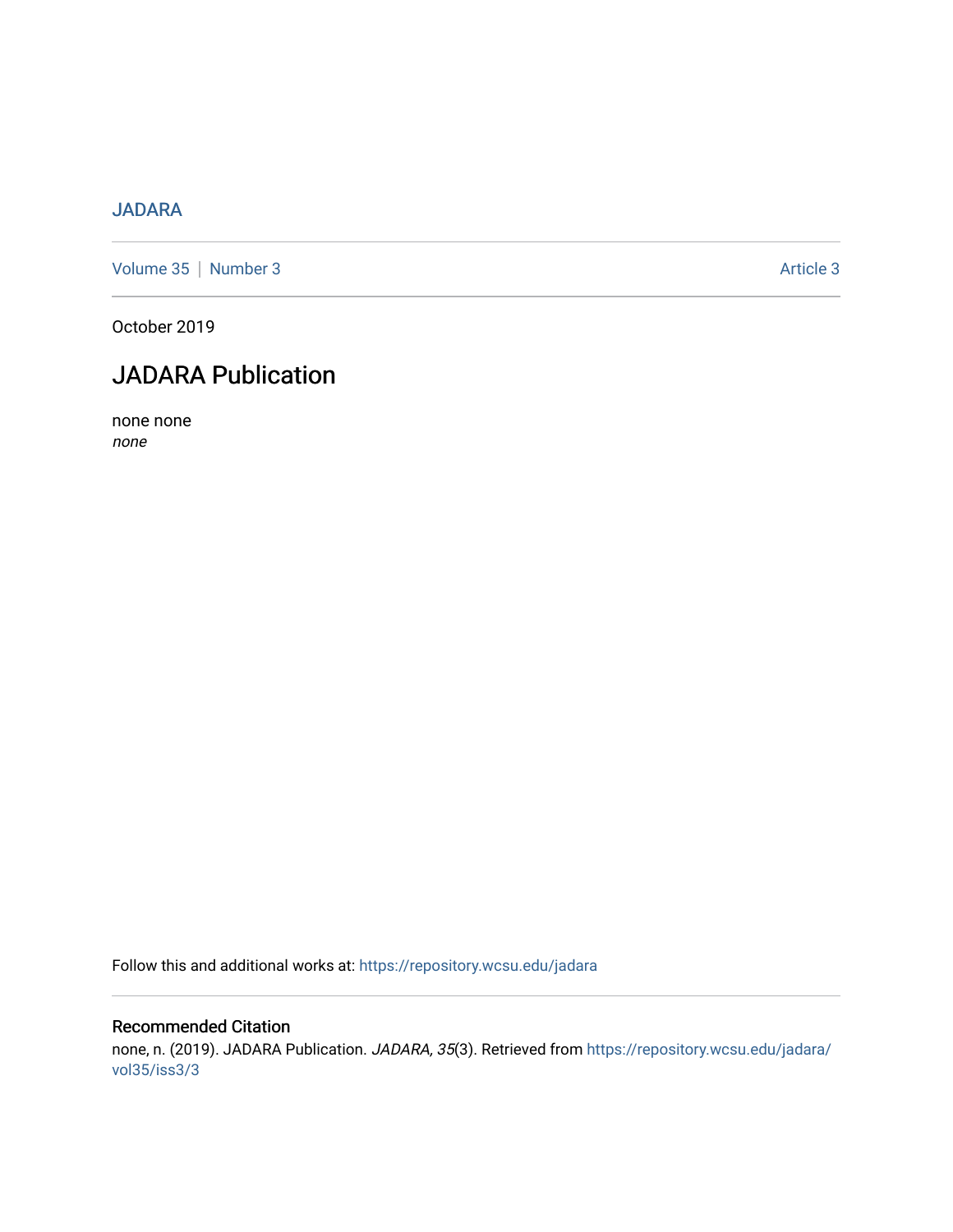JADARA

Volume 35 | Number 3 Article 3

October 2019

# JADARA Publication

none none
*none*

Follow this and additional works at: https://repository.wcsu.edu/jadara

## Recommended Citation

none, n. (2019). JADARA Publication. *JADARA, 35*(3). Retrieved from https://repository.wcsu.edu/jadara/vol35/iss3/3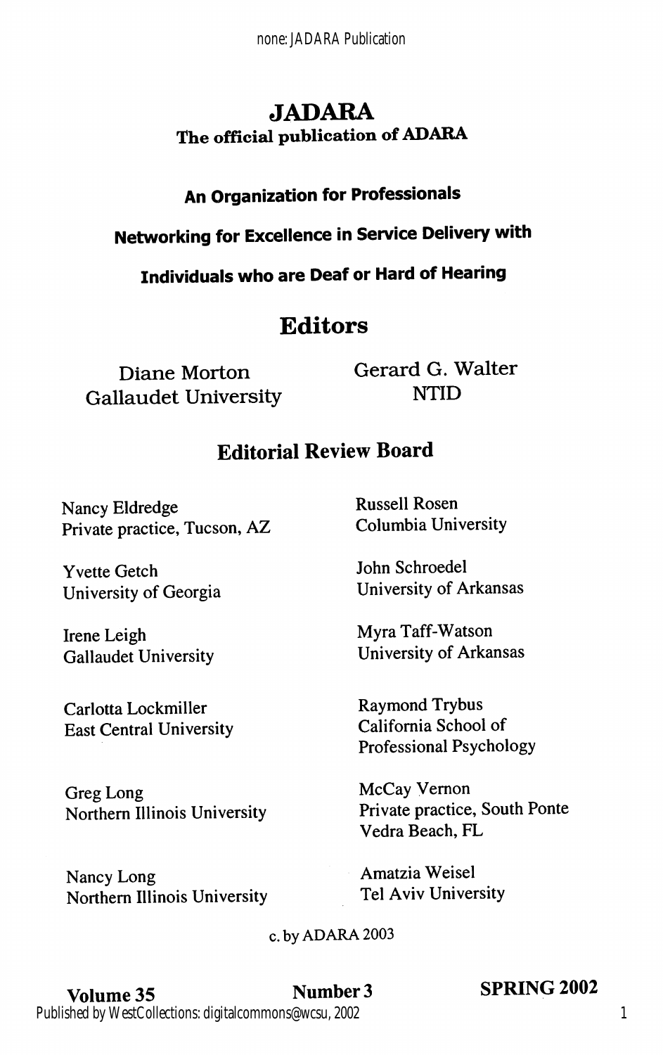# JADARA

## The official publication of ADARA

### An Organization for Professionals

### Networking for Excellence in Service Delivery with

### Individuals who are Deaf or Hard of Hearing

## Editors

Diane Morton
Gallaudet University

Gerard G. Walter
NTID

## Editorial Review Board

Nancy Eldredge
Private practice, Tucson, AZ

Yvette Getch
University of Georgia

Irene Leigh
Gallaudet University

Carlotta Lockmiller
East Central University

Greg Long
Northern Illinois University

Nancy Long
Northern Illinois University

Russell Rosen
Columbia University

John Schroedel
University of Arkansas

Myra Taff-Watson
University of Arkansas

Raymond Trybus
California School of Professional Psychology

McCay Vernon
Private practice, South Ponte Vedra Beach, FL

Amatzia Weisel
Tel Aviv University

c. by ADARA 2003

**Volume 35** **Number 3** **SPRING 2002**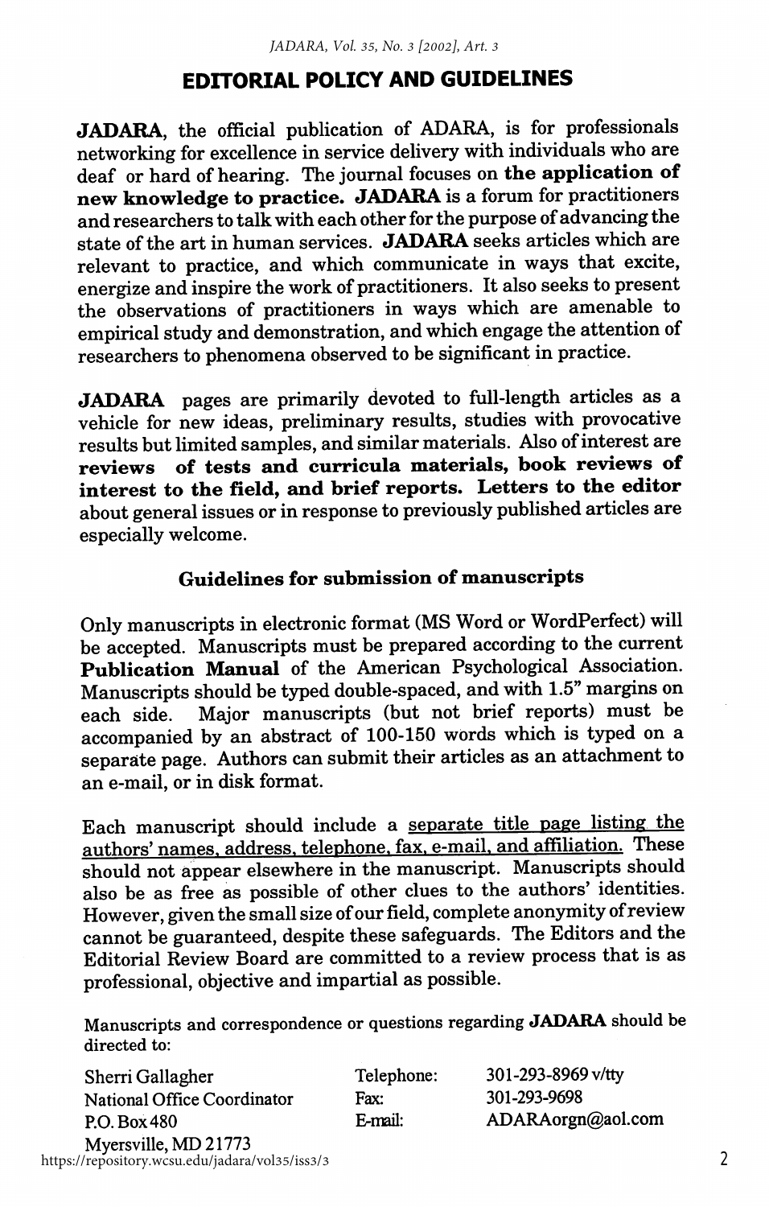# EDITORIAL POLICY AND GUIDELINES

**JADARA**, the official publication of ADARA, is for professionals networking for excellence in service delivery with individuals who are deaf or hard of hearing. The journal focuses on **the application of new knowledge to practice. JADARA** is a forum for practitioners and researchers to talk with each other for the purpose of advancing the state of the art in human services. **JADARA** seeks articles which are relevant to practice, and which communicate in ways that excite, energize and inspire the work of practitioners. It also seeks to present the observations of practitioners in ways which are amenable to empirical study and demonstration, and which engage the attention of researchers to phenomena observed to be significant in practice.

**JADARA** pages are primarily devoted to full-length articles as a vehicle for new ideas, preliminary results, studies with provocative results but limited samples, and similar materials. Also of interest are **reviews of tests and curricula materials, book reviews of interest to the field, and brief reports. Letters to the editor** about general issues or in response to previously published articles are especially welcome.

## Guidelines for submission of manuscripts

Only manuscripts in electronic format (MS Word or WordPerfect) will be accepted. Manuscripts must be prepared according to the current **Publication Manual** of the American Psychological Association. Manuscripts should be typed double-spaced, and with 1.5" margins on each side. Major manuscripts (but not brief reports) must be accompanied by an abstract of 100-150 words which is typed on a separate page. Authors can submit their articles as an attachment to an e-mail, or in disk format.

Each manuscript should include a separate title page listing the authors' names, address, telephone, fax, e-mail, and affiliation. These should not appear elsewhere in the manuscript. Manuscripts should also be as free as possible of other clues to the authors' identities. However, given the small size of our field, complete anonymity of review cannot be guaranteed, despite these safeguards. The Editors and the Editorial Review Board are committed to a review process that is as professional, objective and impartial as possible.

Manuscripts and correspondence or questions regarding **JADARA** should be directed to:

Sherri Gallagher
National Office Coordinator
P.O. Box 480
Myersville, MD 21773

Telephone: 301-293-8969 v/tty
Fax: 301-293-9698
E-mail: ADARAorgn@aol.com